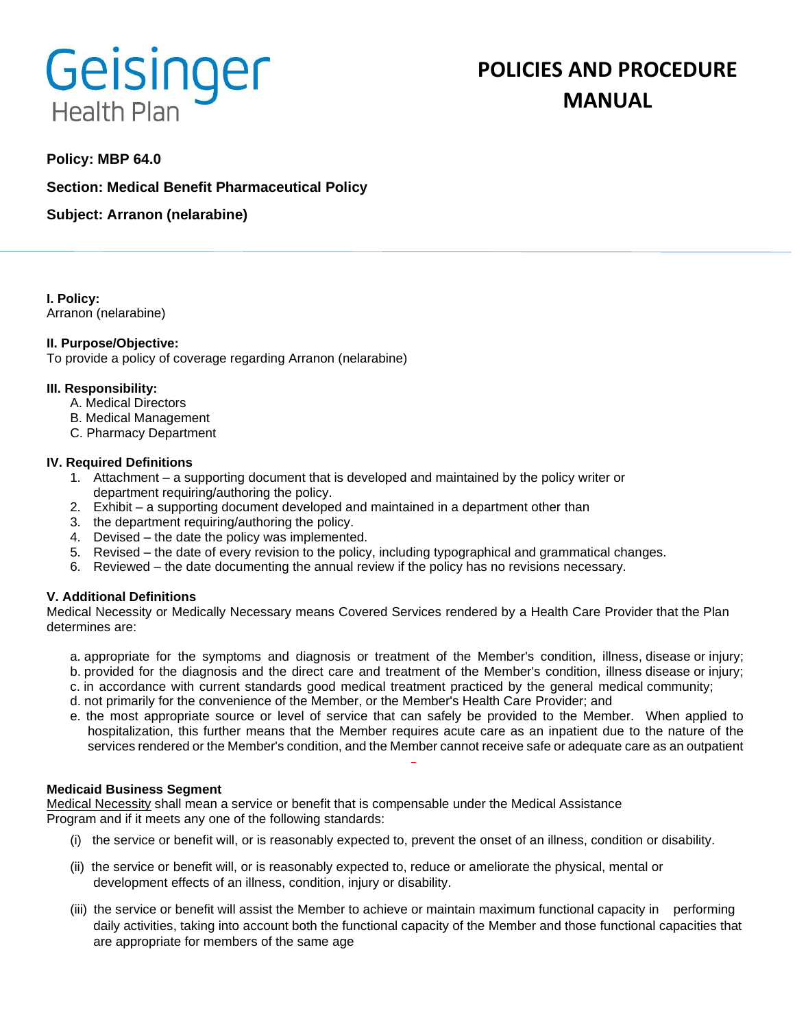Geisinger Health Plan

# POLICIES AND PROCEDURE MANUAL

**Policy: MBP 64.0**

**Section: Medical Benefit Pharmaceutical Policy**

**Subject: Arranon (nelarabine)**

**I. Policy:**
Arranon (nelarabine)

**II. Purpose/Objective:**
To provide a policy of coverage regarding Arranon (nelarabine)

**III. Responsibility:**

A. Medical Directors
B. Medical Management
C. Pharmacy Department

**IV. Required Definitions**

1. Attachment – a supporting document that is developed and maintained by the policy writer or department requiring/authoring the policy.
2. Exhibit – a supporting document developed and maintained in a department other than
3. the department requiring/authoring the policy.
4. Devised – the date the policy was implemented.
5. Revised – the date of every revision to the policy, including typographical and grammatical changes.
6. Reviewed – the date documenting the annual review if the policy has no revisions necessary.

**V. Additional Definitions**
Medical Necessity or Medically Necessary means Covered Services rendered by a Health Care Provider that the Plan determines are:

a. appropriate for the symptoms and diagnosis or treatment of the Member's condition, illness, disease or injury;
b. provided for the diagnosis and the direct care and treatment of the Member's condition, illness disease or injury;
c. in accordance with current standards good medical treatment practiced by the general medical community;
d. not primarily for the convenience of the Member, or the Member's Health Care Provider; and
e. the most appropriate source or level of service that can safely be provided to the Member. When applied to hospitalization, this further means that the Member requires acute care as an inpatient due to the nature of the services rendered or the Member's condition, and the Member cannot receive safe or adequate care as an outpatient

**Medicaid Business Segment**
Medical Necessity shall mean a service or benefit that is compensable under the Medical Assistance Program and if it meets any one of the following standards:

(i) the service or benefit will, or is reasonably expected to, prevent the onset of an illness, condition or disability.

(ii) the service or benefit will, or is reasonably expected to, reduce or ameliorate the physical, mental or development effects of an illness, condition, injury or disability.

(iii) the service or benefit will assist the Member to achieve or maintain maximum functional capacity in performing daily activities, taking into account both the functional capacity of the Member and those functional capacities that are appropriate for members of the same age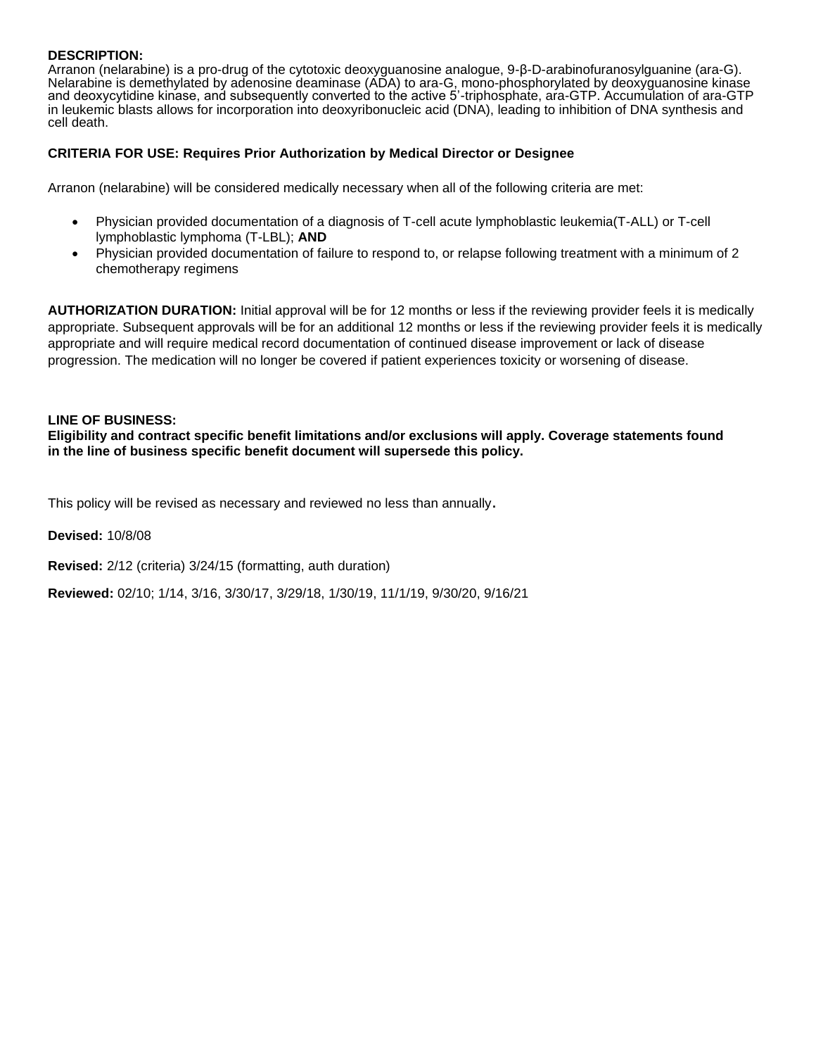**DESCRIPTION:**
Arranon (nelarabine) is a pro-drug of the cytotoxic deoxyguanosine analogue, 9-β-D-arabinofuranosylguanine (ara-G). Nelarabine is demethylated by adenosine deaminase (ADA) to ara-G, mono-phosphorylated by deoxyguanosine kinase and deoxycytidine kinase, and subsequently converted to the active 5'-triphosphate, ara-GTP. Accumulation of ara-GTP in leukemic blasts allows for incorporation into deoxyribonucleic acid (DNA), leading to inhibition of DNA synthesis and cell death.

**CRITERIA FOR USE: Requires Prior Authorization by Medical Director or Designee**

Arranon (nelarabine) will be considered medically necessary when all of the following criteria are met:

- Physician provided documentation of a diagnosis of T-cell acute lymphoblastic leukemia(T-ALL) or T-cell lymphoblastic lymphoma (T-LBL); **AND**
- Physician provided documentation of failure to respond to, or relapse following treatment with a minimum of 2 chemotherapy regimens

**AUTHORIZATION DURATION:** Initial approval will be for 12 months or less if the reviewing provider feels it is medically appropriate. Subsequent approvals will be for an additional 12 months or less if the reviewing provider feels it is medically appropriate and will require medical record documentation of continued disease improvement or lack of disease progression. The medication will no longer be covered if patient experiences toxicity or worsening of disease.

**LINE OF BUSINESS:**
**Eligibility and contract specific benefit limitations and/or exclusions will apply. Coverage statements found in the line of business specific benefit document will supersede this policy.**

This policy will be revised as necessary and reviewed no less than annually.

**Devised:** 10/8/08

**Revised:** 2/12 (criteria) 3/24/15 (formatting, auth duration)

**Reviewed:** 02/10; 1/14, 3/16, 3/30/17, 3/29/18, 1/30/19, 11/1/19, 9/30/20, 9/16/21